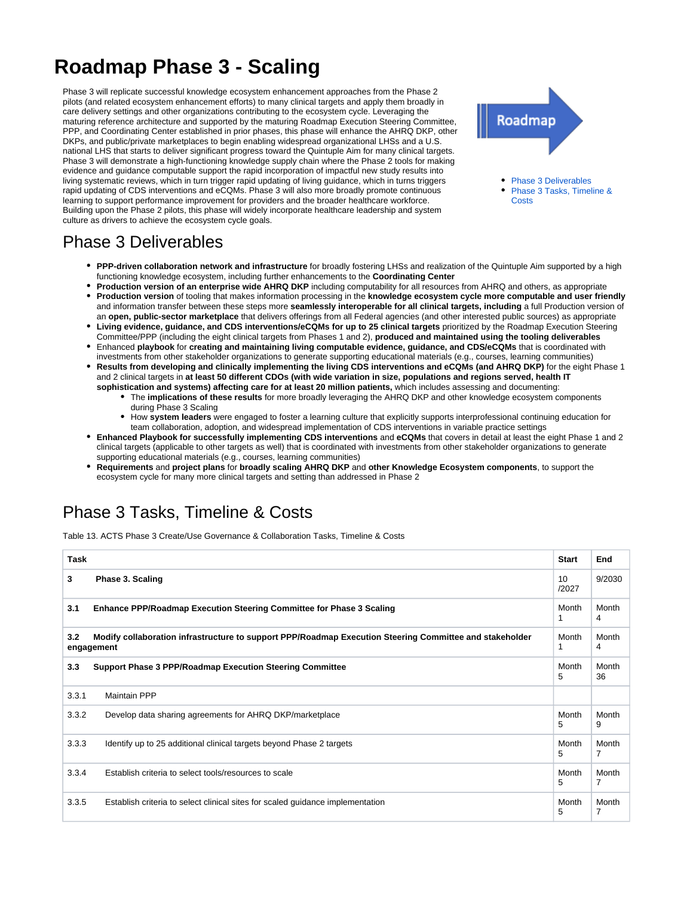# Roadmap Phase 3 - Scaling

Phase 3 will replicate successful knowledge ecosystem enhancement approaches from the Phase 2 pilots (and related ecosystem enhancement efforts) to many clinical targets and apply them broadly in care delivery settings and other organizations contributing to the ecosystem cycle. Leveraging the maturing reference architecture and supported by the maturing Roadmap Execution Steering Committee, PPP, and Coordinating Center established in prior phases, this phase will enhance the AHRQ DKP, other DKPs, and public/private marketplaces to begin enabling widespread organizational LHSs and a U.S. national LHS that starts to deliver significant progress toward the Quintuple Aim for many clinical targets. Phase 3 will demonstrate a high-functioning knowledge supply chain where the Phase 2 tools for making evidence and guidance computable support the rapid incorporation of impactful new study results into living systematic reviews, which in turn trigger rapid updating of living guidance, which in turns triggers rapid updating of CDS interventions and eCQMs. Phase 3 will also more broadly promote continuous learning to support performance improvement for providers and the broader healthcare workforce. Building upon the Phase 2 pilots, this phase will widely incorporate healthcare leadership and system culture as drivers to achieve the ecosystem cycle goals.

Roadmap

- Phase 3 Deliverables
- Phase 3 Tasks, Timeline & Costs

## Phase 3 Deliverables

- **PPP-driven collaboration network and infrastructure** for broadly fostering LHSs and realization of the Quintuple Aim supported by a high functioning knowledge ecosystem, including further enhancements to the **Coordinating Center**
- **Production version of an enterprise wide AHRQ DKP** including computability for all resources from AHRQ and others, as appropriate
- **Production version** of tooling that makes information processing in the **knowledge ecosystem cycle more computable and user friendly** and information transfer between these steps more **seamlessly interoperable for all clinical targets, including** a full Production version of an **open, public-sector marketplace** that delivers offerings from all Federal agencies (and other interested public sources) as appropriate
- **Living evidence, guidance, and CDS interventions/eCQMs for up to 25 clinical targets** prioritized by the Roadmap Execution Steering Committee/PPP (including the eight clinical targets from Phases 1 and 2), **produced and maintained using the tooling deliverables**
- Enhanced **playbook** for **creating and maintaining living computable evidence, guidance, and CDS/eCQMs** that is coordinated with investments from other stakeholder organizations to generate supporting educational materials (e.g., courses, learning communities)
- **Results from developing and clinically implementing the living CDS interventions and eCQMs (and AHRQ DKP)** for the eight Phase 1 and 2 clinical targets in **at least 50 different CDOs (with wide variation in size, populations and regions served, health IT sophistication and systems) affecting care for at least 20 million patients,** which includes assessing and documenting:
  - The **implications of these results** for more broadly leveraging the AHRQ DKP and other knowledge ecosystem components during Phase 3 Scaling
  - How **system leaders** were engaged to foster a learning culture that explicitly supports interprofessional continuing education for team collaboration, adoption, and widespread implementation of CDS interventions in variable practice settings
- **Enhanced Playbook for successfully implementing CDS interventions** and **eCQMs** that covers in detail at least the eight Phase 1 and 2 clinical targets (applicable to other targets as well) that is coordinated with investments from other stakeholder organizations to generate supporting educational materials (e.g., courses, learning communities)
- **Requirements** and **project plans** for **broadly scaling AHRQ DKP** and **other Knowledge Ecosystem components**, to support the ecosystem cycle for many more clinical targets and setting than addressed in Phase 2

## Phase 3 Tasks, Timeline & Costs

Table 13. ACTS Phase 3 Create/Use Governance & Collaboration Tasks, Timeline & Costs

| Task | Start | End |
|---|---|---|
| **3 Phase 3. Scaling** | 10/2027 | 9/2030 |
| **3.1 Enhance PPP/Roadmap Execution Steering Committee for Phase 3 Scaling** | Month 1 | Month 4 |
| **3.2 Modify collaboration infrastructure to support PPP/Roadmap Execution Steering Committee and stakeholder engagement** | Month 1 | Month 4 |
| **3.3 Support Phase 3 PPP/Roadmap Execution Steering Committee** | Month 5 | Month 36 |
| 3.3.1 Maintain PPP | | |
| 3.3.2 Develop data sharing agreements for AHRQ DKP/marketplace | Month 5 | Month 9 |
| 3.3.3 Identify up to 25 additional clinical targets beyond Phase 2 targets | Month 5 | Month 7 |
| 3.3.4 Establish criteria to select tools/resources to scale | Month 5 | Month 7 |
| 3.3.5 Establish criteria to select clinical sites for scaled guidance implementation | Month 5 | Month 7 |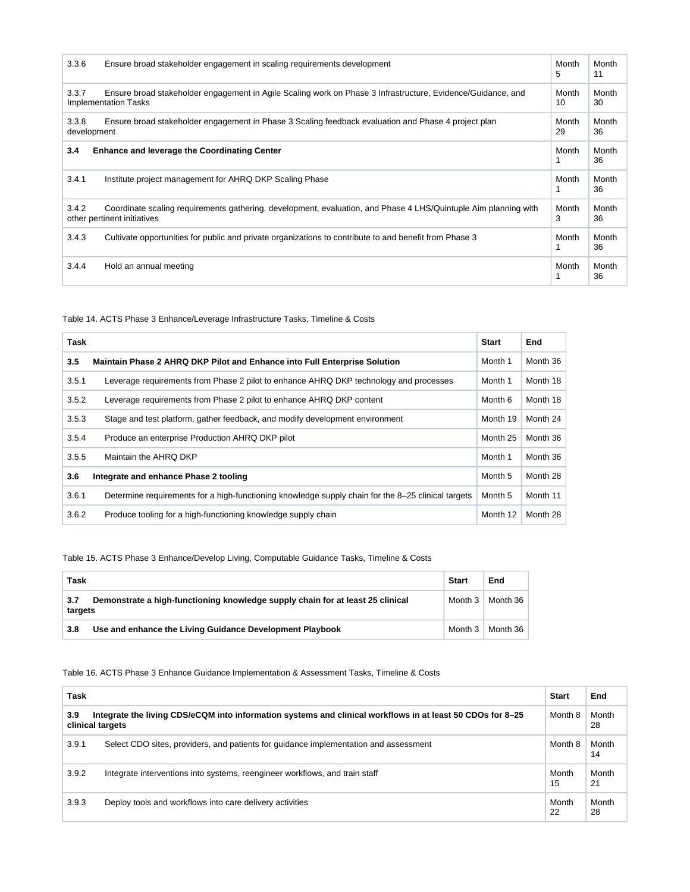| | | |
|---|---|---|
| 3.3.6 Ensure broad stakeholder engagement in scaling requirements development | Month 5 | Month 11 |
| 3.3.7 Ensure broad stakeholder engagement in Agile Scaling work on Phase 3 Infrastructure, Evidence/Guidance, and Implementation Tasks | Month 10 | Month 30 |
| 3.3.8 Ensure broad stakeholder engagement in Phase 3 Scaling feedback evaluation and Phase 4 project plan development | Month 29 | Month 36 |
| **3.4 Enhance and leverage the Coordinating Center** | Month 1 | Month 36 |
| 3.4.1 Institute project management for AHRQ DKP Scaling Phase | Month 1 | Month 36 |
| 3.4.2 Coordinate scaling requirements gathering, development, evaluation, and Phase 4 LHS/Quintuple Aim planning with other pertinent initiatives | Month 3 | Month 36 |
| 3.4.3 Cultivate opportunities for public and private organizations to contribute to and benefit from Phase 3 | Month 1 | Month 36 |
| 3.4.4 Hold an annual meeting | Month 1 | Month 36 |

Table 14. ACTS Phase 3 Enhance/Leverage Infrastructure Tasks, Timeline & Costs

| Task | Start | End |
|---|---|---|
| **3.5 Maintain Phase 2 AHRQ DKP Pilot and Enhance into Full Enterprise Solution** | Month 1 | Month 36 |
| 3.5.1 Leverage requirements from Phase 2 pilot to enhance AHRQ DKP technology and processes | Month 1 | Month 18 |
| 3.5.2 Leverage requirements from Phase 2 pilot to enhance AHRQ DKP content | Month 6 | Month 18 |
| 3.5.3 Stage and test platform, gather feedback, and modify development environment | Month 19 | Month 24 |
| 3.5.4 Produce an enterprise Production AHRQ DKP pilot | Month 25 | Month 36 |
| 3.5.5 Maintain the AHRQ DKP | Month 1 | Month 36 |
| **3.6 Integrate and enhance Phase 2 tooling** | Month 5 | Month 28 |
| 3.6.1 Determine requirements for a high-functioning knowledge supply chain for the 8–25 clinical targets | Month 5 | Month 11 |
| 3.6.2 Produce tooling for a high-functioning knowledge supply chain | Month 12 | Month 28 |

Table 15. ACTS Phase 3 Enhance/Develop Living, Computable Guidance Tasks, Timeline & Costs

| Task | Start | End |
|---|---|---|
| **3.7 Demonstrate a high-functioning knowledge supply chain for at least 25 clinical targets** | Month 3 | Month 36 |
| **3.8 Use and enhance the Living Guidance Development Playbook** | Month 3 | Month 36 |

Table 16. ACTS Phase 3 Enhance Guidance Implementation & Assessment Tasks, Timeline & Costs

| Task | Start | End |
|---|---|---|
| **3.9 Integrate the living CDS/eCQM into information systems and clinical workflows in at least 50 CDOs for 8–25 clinical targets** | Month 8 | Month 28 |
| 3.9.1 Select CDO sites, providers, and patients for guidance implementation and assessment | Month 8 | Month 14 |
| 3.9.2 Integrate interventions into systems, reengineer workflows, and train staff | Month 15 | Month 21 |
| 3.9.3 Deploy tools and workflows into care delivery activities | Month 22 | Month 28 |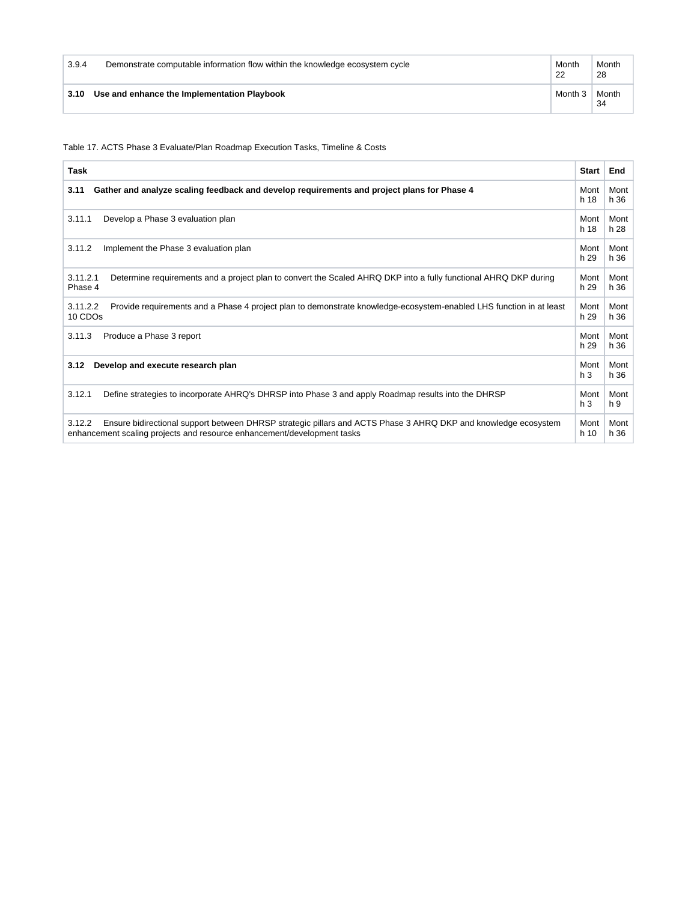| | | | |
|---|---|---|---|
| 3.9.4 | Demonstrate computable information flow within the knowledge ecosystem cycle | Month 22 | Month 28 |
| **3.10** | **Use and enhance the Implementation Playbook** | Month 3 | Month 34 |

Table 17. ACTS Phase 3 Evaluate/Plan Roadmap Execution Tasks, Timeline & Costs

| Task | | Start | End |
|---|---|---|---|
| **3.11** | **Gather and analyze scaling feedback and develop requirements and project plans for Phase 4** | Month 18 | Month 36 |
| 3.11.1 | Develop a Phase 3 evaluation plan | Month 18 | Month 28 |
| 3.11.2 | Implement the Phase 3 evaluation plan | Month 29 | Month 36 |
| 3.11.2.1 | Determine requirements and a project plan to convert the Scaled AHRQ DKP into a fully functional AHRQ DKP during Phase 4 | Month 29 | Month 36 |
| 3.11.2.2 | Provide requirements and a Phase 4 project plan to demonstrate knowledge-ecosystem-enabled LHS function in at least 10 CDOs | Month 29 | Month 36 |
| 3.11.3 | Produce a Phase 3 report | Month 29 | Month 36 |
| **3.12** | **Develop and execute research plan** | Month 3 | Month 36 |
| 3.12.1 | Define strategies to incorporate AHRQ's DHRSP into Phase 3 and apply Roadmap results into the DHRSP | Month 3 | Month 9 |
| 3.12.2 | Ensure bidirectional support between DHRSP strategic pillars and ACTS Phase 3 AHRQ DKP and knowledge ecosystem enhancement scaling projects and resource enhancement/development tasks | Month 10 | Month 36 |